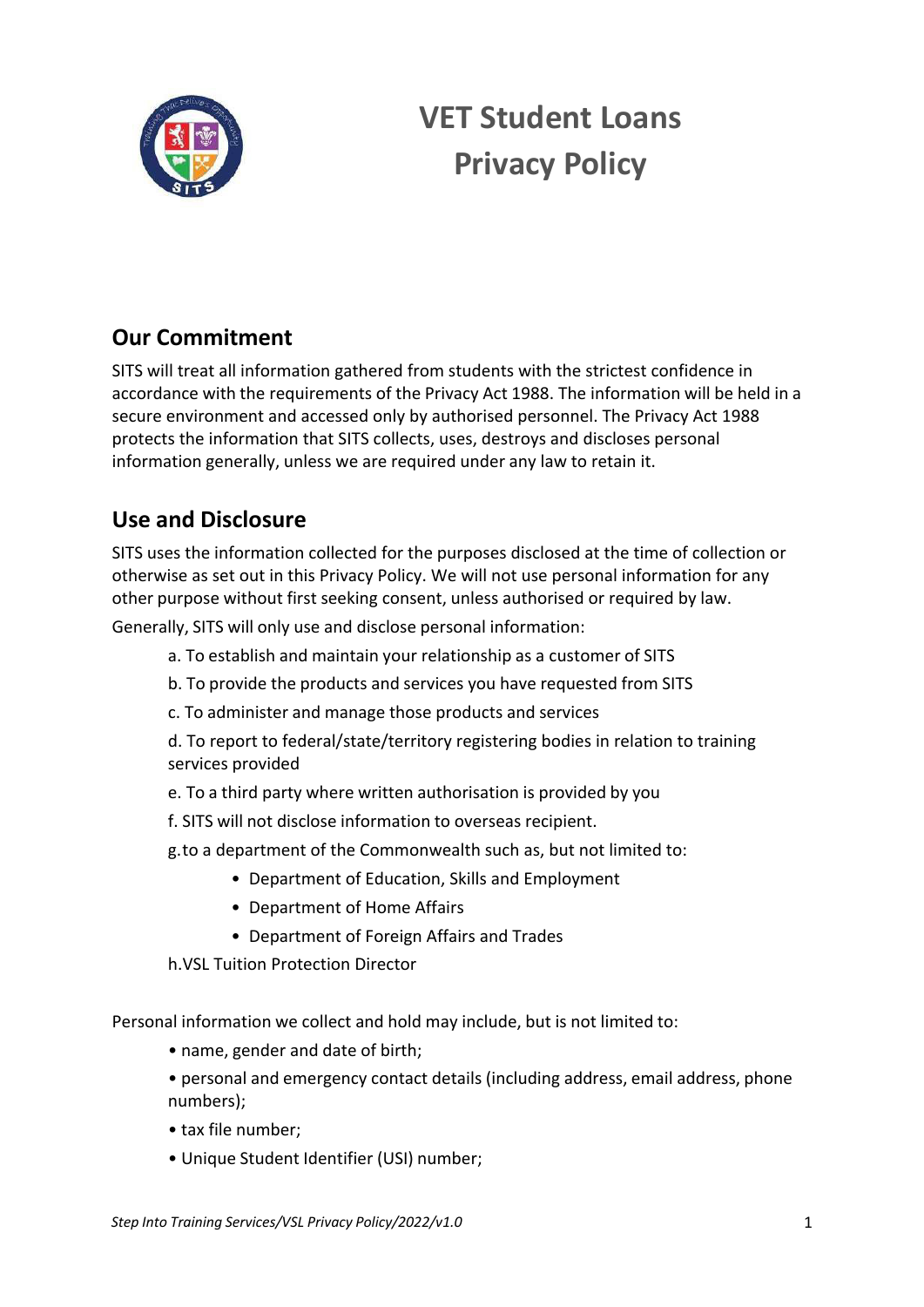# VET Student Loans Privacy Policy

## Our Commitment

SITS will treat all information gathered from students with the strictest confidence in accordance with the requirements of the Privacy Act 1988. The information will be held in a secure environment and accessed only by authorised personnel. The Privacy Act 1988 protects the information that SITS collects, uses, destroys and discloses personal information generally, unless we are required under any law to retain it.

## Use and Disclosure

SITS uses the information collected for the purposes disclosed at the time of collection or otherwise as set out in this Privacy Policy. We will not use personal information for any other purpose without first seeking consent, unless authorised or required by law.

Generally, SITS will only use and disclose personal information:

a. To establish and maintain your relationship as a customer of SITS

b. To provide the products and services you have requested from SITS

c. To administer and manage those products and services

d. To report to federal/state/territory registering bodies in relation to training services provided

e. To a third party where written authorisation is provided by you

f. SITS will not disclose information to overseas recipient.

g. to a department of the Commonwealth such as, but not limited to:

- Department of Education, Skills and Employment
- Department of Home Affairs
- Department of Foreign Affairs and Trades

h. VSL Tuition Protection Director

Personal information we collect and hold may include, but is not limited to:

- name, gender and date of birth;
- personal and emergency contact details (including address, email address, phone numbers);
- tax file number;
- Unique Student Identifier (USI) number;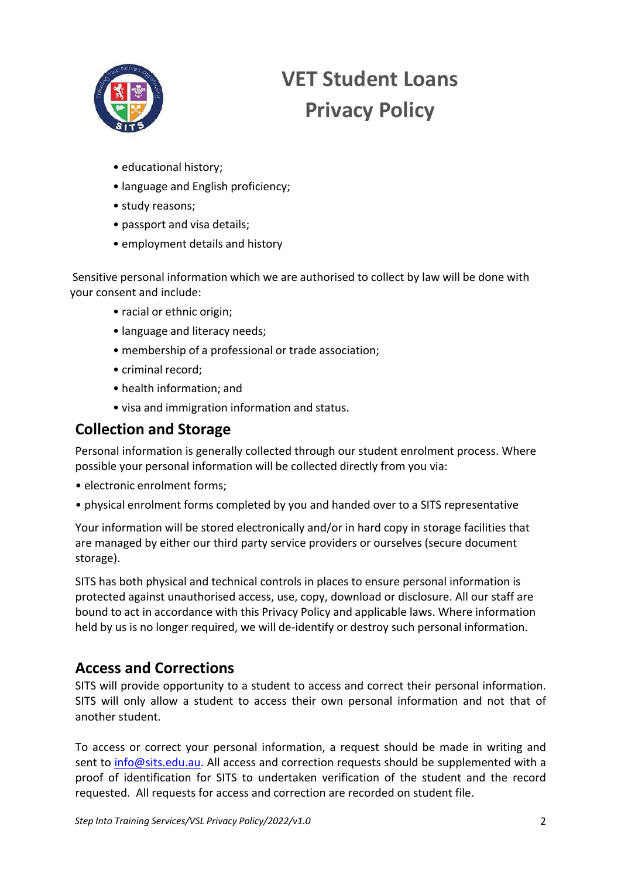- educational history;
- language and English proficiency;
- study reasons;
- passport and visa details;
- employment details and history

Sensitive personal information which we are authorised to collect by law will be done with your consent and include:

- racial or ethnic origin;
- language and literacy needs;
- membership of a professional or trade association;
- criminal record;
- health information; and
- visa and immigration information and status.

## Collection and Storage

Personal information is generally collected through our student enrolment process. Where possible your personal information will be collected directly from you via:

- electronic enrolment forms;
- physical enrolment forms completed by you and handed over to a SITS representative

Your information will be stored electronically and/or in hard copy in storage facilities that are managed by either our third party service providers or ourselves (secure document storage).

SITS has both physical and technical controls in places to ensure personal information is protected against unauthorised access, use, copy, download or disclosure. All our staff are bound to act in accordance with this Privacy Policy and applicable laws. Where information held by us is no longer required, we will de-identify or destroy such personal information.

## Access and Corrections

SITS will provide opportunity to a student to access and correct their personal information. SITS will only allow a student to access their own personal information and not that of another student.

To access or correct your personal information, a request should be made in writing and sent to info@sits.edu.au. All access and correction requests should be supplemented with a proof of identification for SITS to undertaken verification of the student and the record requested. All requests for access and correction are recorded on student file.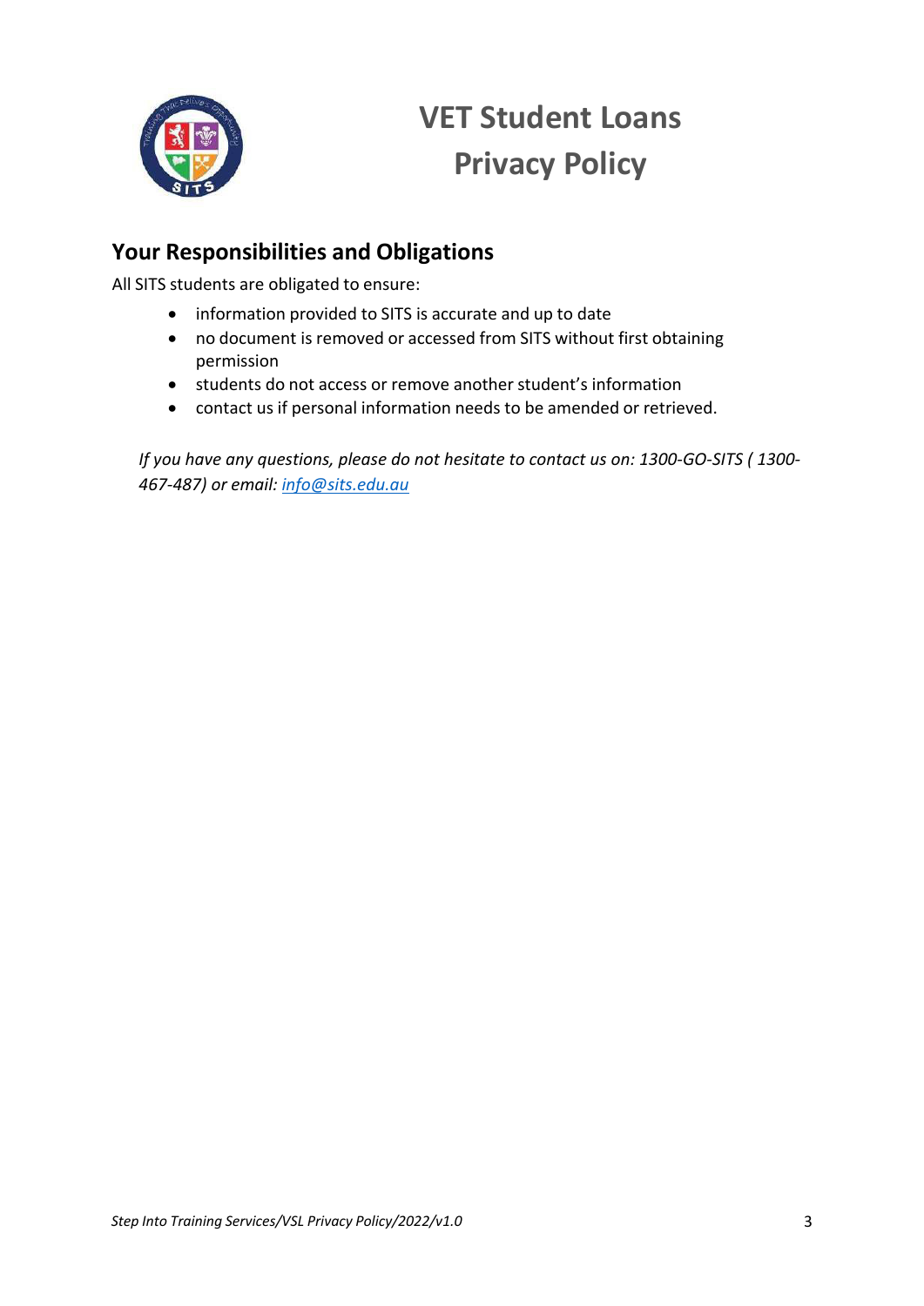# VET Student Loans Privacy Policy

## Your Responsibilities and Obligations

All SITS students are obligated to ensure:

- information provided to SITS is accurate and up to date
- no document is removed or accessed from SITS without first obtaining permission
- students do not access or remove another student's information
- contact us if personal information needs to be amended or retrieved.

*If you have any questions, please do not hesitate to contact us on: 1300-GO-SITS ( 1300-467-487) or email: info@sits.edu.au*